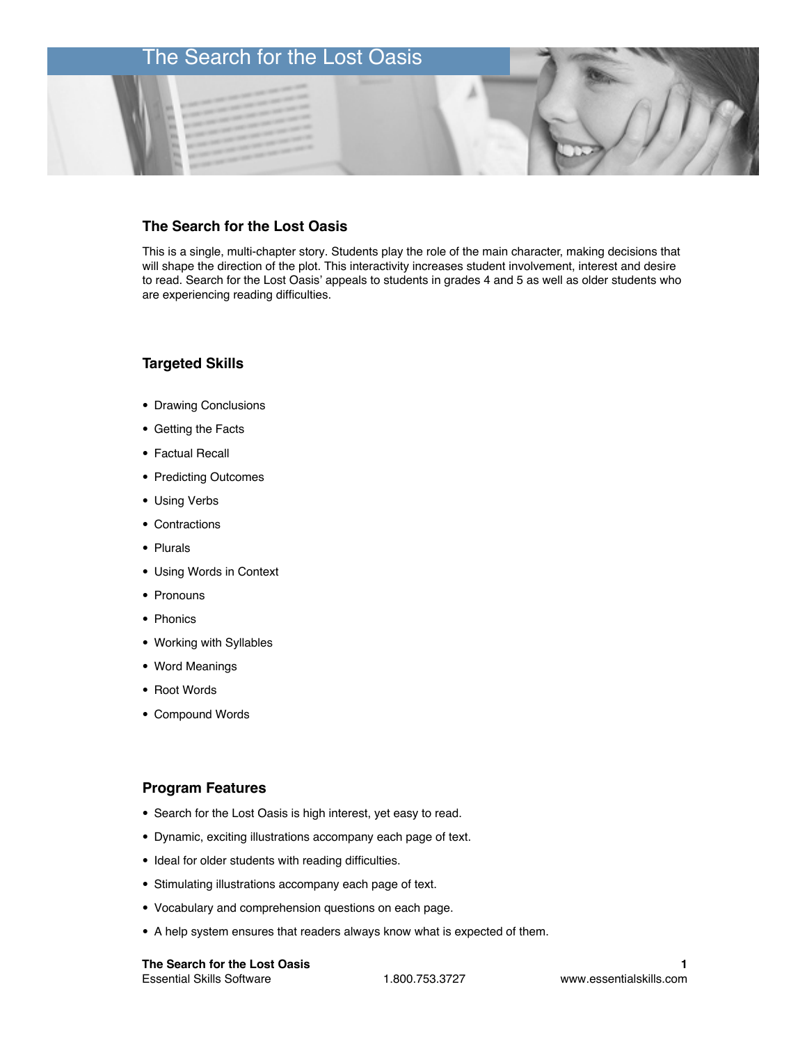# The Search for the Lost Oasis

## The Search for the Lost Oasis

This is a single, multi-chapter story. Students play the role of the main character, making decisions that will shape the direction of the plot. This interactivity increases student involvement, interest and desire to read. Search for the Lost Oasis' appeals to students in grades 4 and 5 as well as older students who are experiencing reading difficulties.

## Targeted Skills

- Drawing Conclusions
- Getting the Facts
- Factual Recall
- Predicting Outcomes
- Using Verbs
- Contractions
- Plurals
- Using Words in Context
- Pronouns
- Phonics
- Working with Syllables
- Word Meanings
- Root Words
- Compound Words

## Program Features

- Search for the Lost Oasis is high interest, yet easy to read.
- Dynamic, exciting illustrations accompany each page of text.
- Ideal for older students with reading difficulties.
- Stimulating illustrations accompany each page of text.
- Vocabulary and comprehension questions on each page.
- A help system ensures that readers always know what is expected of them.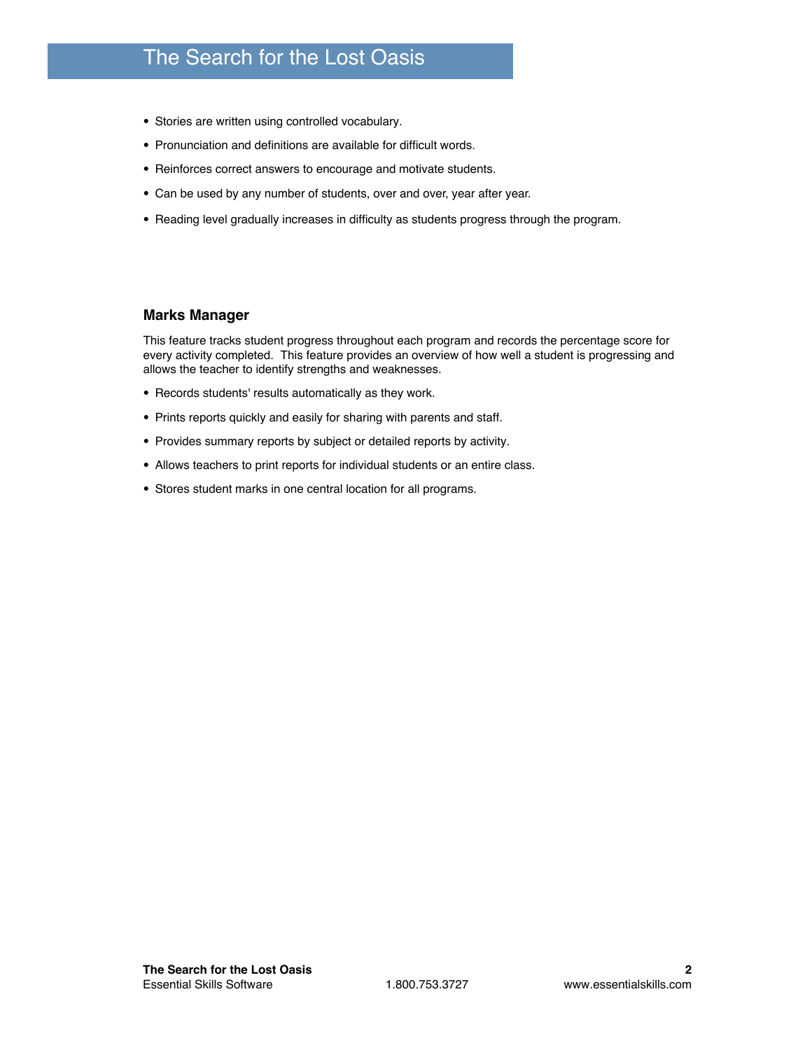- Stories are written using controlled vocabulary.
- Pronunciation and definitions are available for difficult words.
- Reinforces correct answers to encourage and motivate students.
- Can be used by any number of students, over and over, year after year.
- Reading level gradually increases in difficulty as students progress through the program.

### Marks Manager

This feature tracks student progress throughout each program and records the percentage score for every activity completed. This feature provides an overview of how well a student is progressing and allows the teacher to identify strengths and weaknesses.

- Records students' results automatically as they work.
- Prints reports quickly and easily for sharing with parents and staff.
- Provides summary reports by subject or detailed reports by activity.
- Allows teachers to print reports for individual students or an entire class.
- Stores student marks in one central location for all programs.